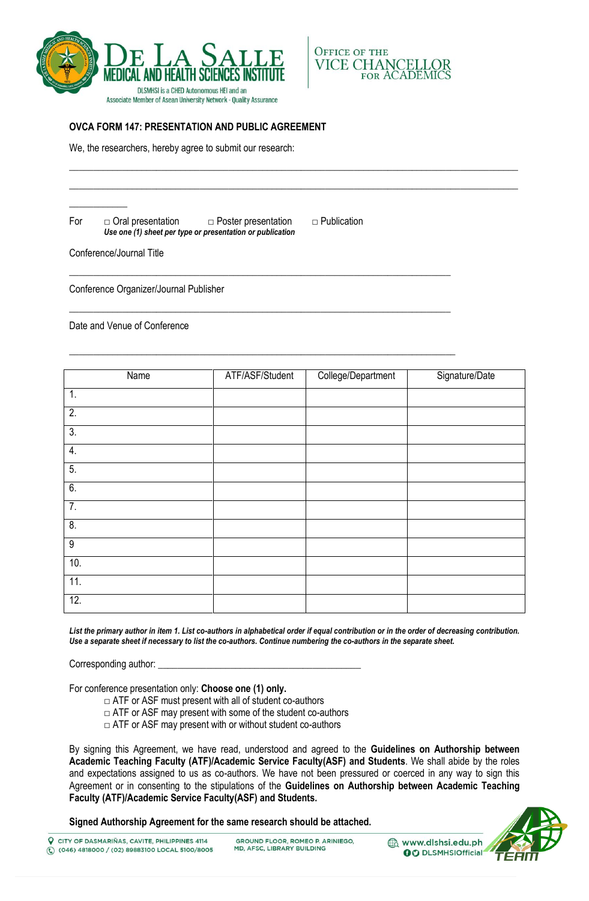DE LA SALLE MEDICAL AND HEALTH SCIENCES INSTITUTE

DLSMHSI is a CHED Autonomous HEI and an Associate Member of Asean University Network - Quality Assurance

OFFICE OF THE VICE CHANCELLOR FOR ACADEMICS

## OVCA FORM 147: PRESENTATION AND PUBLIC AGREEMENT

We, the researchers, hereby agree to submit our research:

______________________________________________________________________________________

______________________________________________________________________________________

___________

For ☐ Oral presentation ☐ Poster presentation ☐ Publication

*Use one (1) sheet per type or presentation or publication*

Conference/Journal Title

__________________________________________________________________________

Conference Organizer/Journal Publisher

__________________________________________________________________________

Date and Venue of Conference

__________________________________________________________________________

| Name | ATF/ASF/Student | College/Department | Signature/Date |
|---|---|---|---|
| 1. | | | |
| 2. | | | |
| 3. | | | |
| 4. | | | |
| 5. | | | |
| 6. | | | |
| 7. | | | |
| 8. | | | |
| 9 | | | |
| 10. | | | |
| 11. | | | |
| 12. | | | |

***List the primary author in item 1. List co-authors in alphabetical order if equal contribution or in the order of decreasing contribution. Use a separate sheet if necessary to list the co-authors. Continue numbering the co-authors in the separate sheet.***

Corresponding author: __________________________________________

For conference presentation only: **Choose one (1) only.**

- ☐ ATF or ASF must present with all of student co-authors
- ☐ ATF or ASF may present with some of the student co-authors
- ☐ ATF or ASF may present with or without student co-authors

By signing this Agreement, we have read, understood and agreed to the **Guidelines on Authorship between Academic Teaching Faculty (ATF)/Academic Service Faculty(ASF) and Students**. We shall abide by the roles and expectations assigned to us as co-authors. We have not been pressured or coerced in any way to sign this Agreement or in consenting to the stipulations of the **Guidelines on Authorship between Academic Teaching Faculty (ATF)/Academic Service Faculty(ASF) and Students.**

**Signed Authorship Agreement for the same research should be attached.**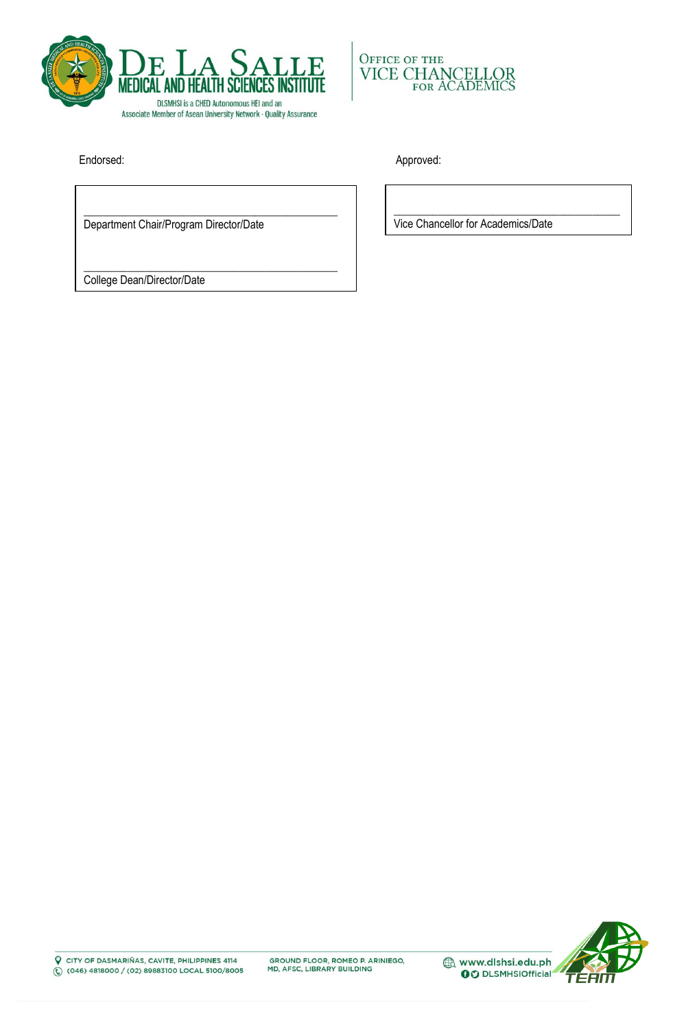Endorsed:

\_\_\_\_\_\_\_\_\_\_\_\_\_\_\_\_\_\_\_\_\_\_\_\_\_\_\_\_\_\_\_\_\_\_\_\_\_\_\_\_

Department Chair/Program Director/Date

\_\_\_\_\_\_\_\_\_\_\_\_\_\_\_\_\_\_\_\_\_\_\_\_\_\_\_\_\_\_\_\_\_\_\_\_\_\_\_\_

College Dean/Director/Date

Approved:

\_\_\_\_\_\_\_\_\_\_\_\_\_\_\_\_\_\_\_\_\_\_\_\_\_\_\_\_\_\_\_\_\_\_\_\_\_\_\_\_

Vice Chancellor for Academics/Date